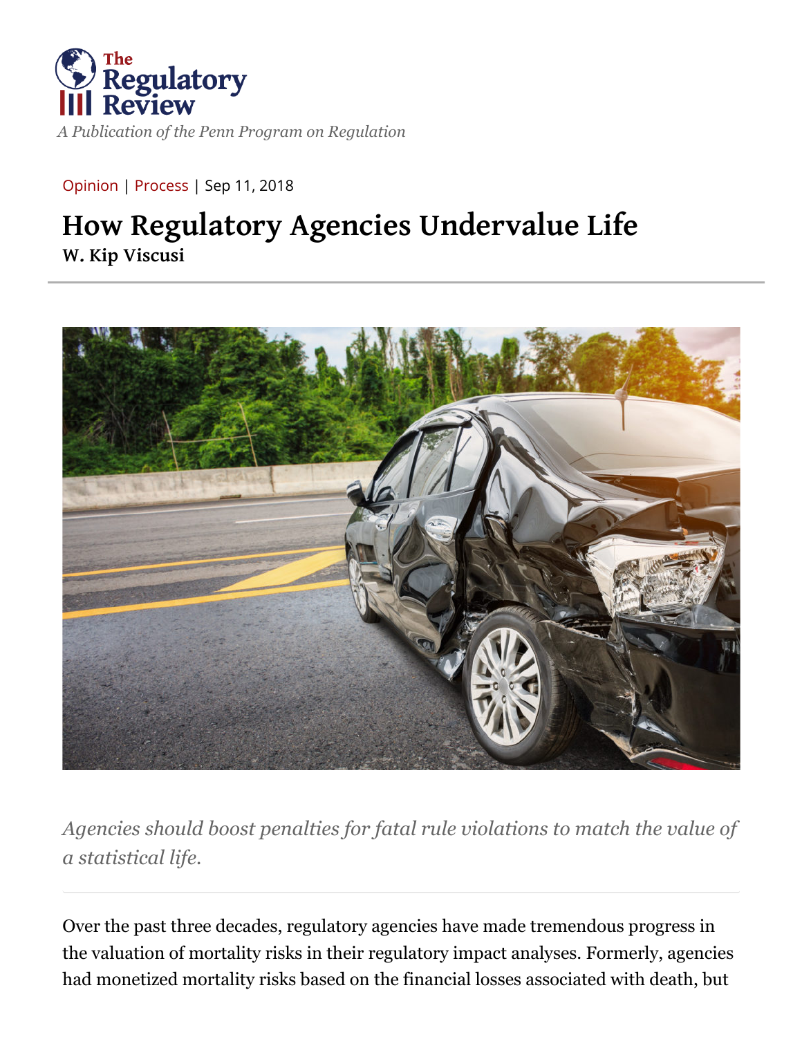The Regulatory Review

*A Publication of the Penn Program on Regulation*

Opinion | Process | Sep 11, 2018

# How Regulatory Agencies Undervalue Life

**W. Kip Viscusi**

*Agencies should boost penalties for fatal rule violations to match the value of a statistical life.*

Over the past three decades, regulatory agencies have made tremendous progress in the valuation of mortality risks in their regulatory impact analyses. Formerly, agencies had monetized mortality risks based on the financial losses associated with death, but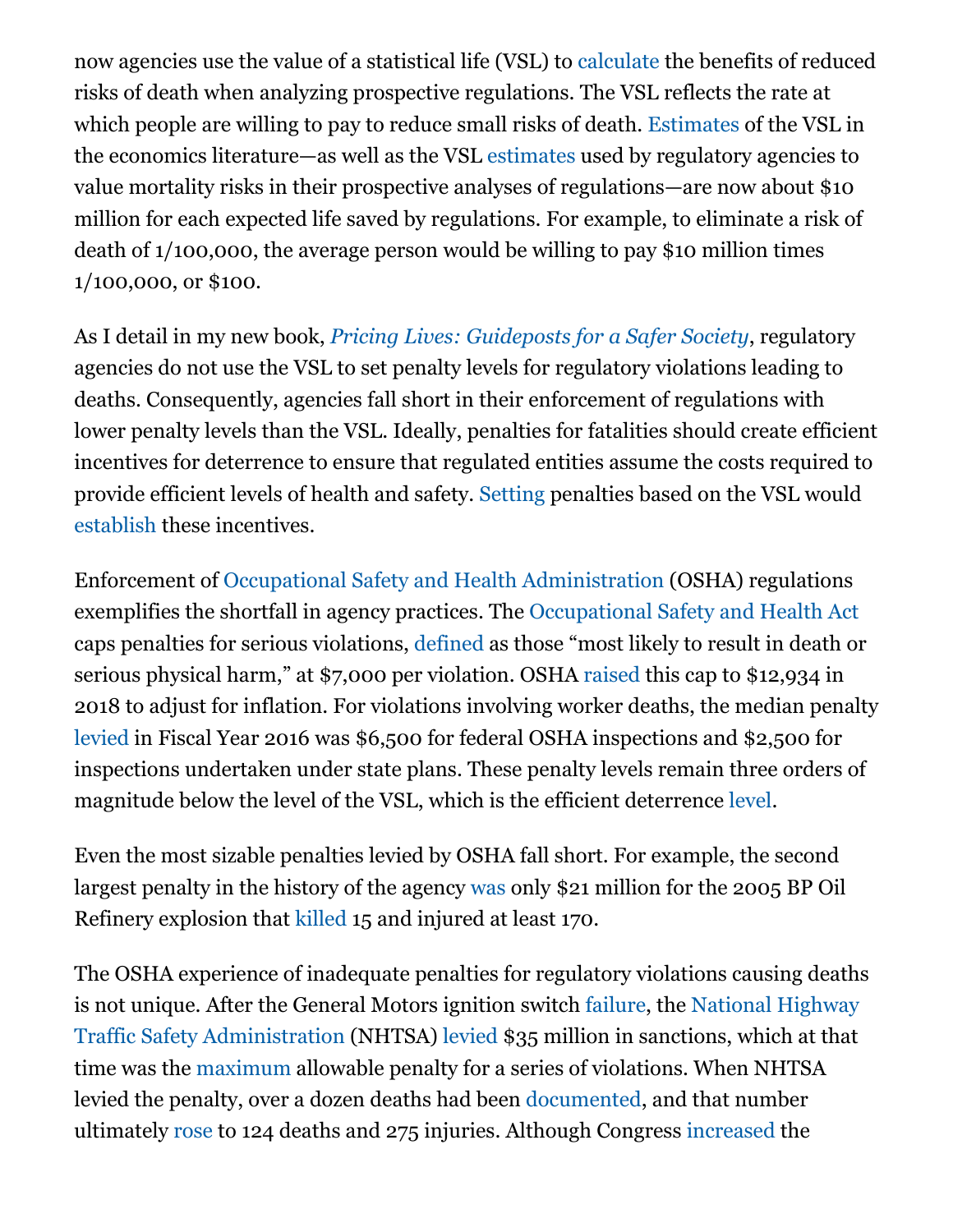now agencies use the value of a statistical life (VSL) to calculate the benefits of reduced risks of death when analyzing prospective regulations. The VSL reflects the rate at which people are willing to pay to reduce small risks of death. Estimates of the VSL in the economics literature—as well as the VSL estimates used by regulatory agencies to value mortality risks in their prospective analyses of regulations—are now about $10 million for each expected life saved by regulations. For example, to eliminate a risk of death of 1/100,000, the average person would be willing to pay $10 million times 1/100,000, or $100.

As I detail in my new book, *Pricing Lives: Guideposts for a Safer Society*, regulatory agencies do not use the VSL to set penalty levels for regulatory violations leading to deaths. Consequently, agencies fall short in their enforcement of regulations with lower penalty levels than the VSL. Ideally, penalties for fatalities should create efficient incentives for deterrence to ensure that regulated entities assume the costs required to provide efficient levels of health and safety. Setting penalties based on the VSL would establish these incentives.

Enforcement of Occupational Safety and Health Administration (OSHA) regulations exemplifies the shortfall in agency practices. The Occupational Safety and Health Act caps penalties for serious violations, defined as those "most likely to result in death or serious physical harm," at $7,000 per violation. OSHA raised this cap to $12,934 in 2018 to adjust for inflation. For violations involving worker deaths, the median penalty levied in Fiscal Year 2016 was $6,500 for federal OSHA inspections and $2,500 for inspections undertaken under state plans. These penalty levels remain three orders of magnitude below the level of the VSL, which is the efficient deterrence level.

Even the most sizable penalties levied by OSHA fall short. For example, the second largest penalty in the history of the agency was only $21 million for the 2005 BP Oil Refinery explosion that killed 15 and injured at least 170.

The OSHA experience of inadequate penalties for regulatory violations causing deaths is not unique. After the General Motors ignition switch failure, the National Highway Traffic Safety Administration (NHTSA) levied $35 million in sanctions, which at that time was the maximum allowable penalty for a series of violations. When NHTSA levied the penalty, over a dozen deaths had been documented, and that number ultimately rose to 124 deaths and 275 injuries. Although Congress increased the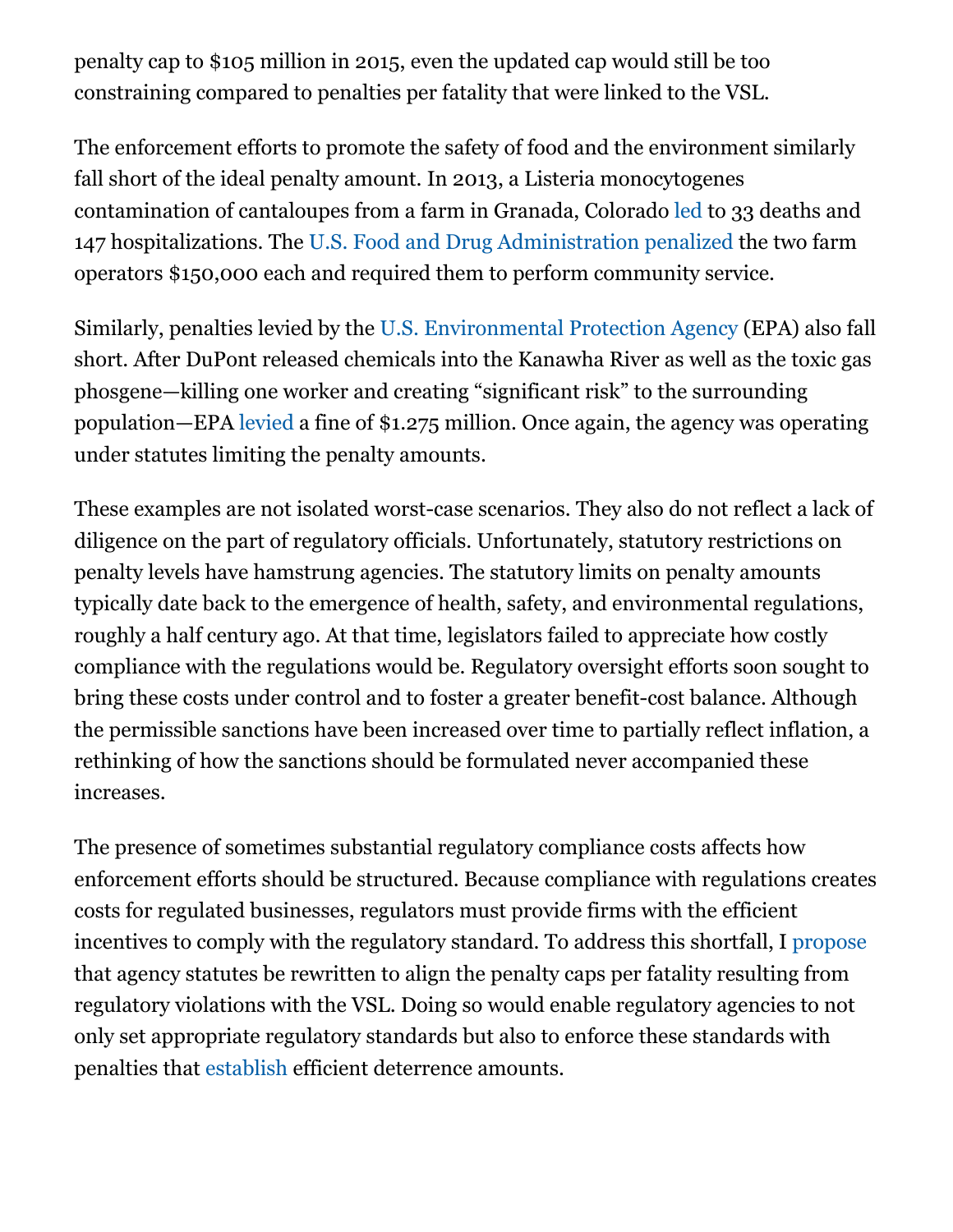penalty cap to $105 million in 2015, even the updated cap would still be too constraining compared to penalties per fatality that were linked to the VSL.

The enforcement efforts to promote the safety of food and the environment similarly fall short of the ideal penalty amount. In 2013, a Listeria monocytogenes contamination of cantaloupes from a farm in Granada, Colorado led to 33 deaths and 147 hospitalizations. The U.S. Food and Drug Administration penalized the two farm operators $150,000 each and required them to perform community service.

Similarly, penalties levied by the U.S. Environmental Protection Agency (EPA) also fall short. After DuPont released chemicals into the Kanawha River as well as the toxic gas phosgene—killing one worker and creating "significant risk" to the surrounding population—EPA levied a fine of $1.275 million. Once again, the agency was operating under statutes limiting the penalty amounts.

These examples are not isolated worst-case scenarios. They also do not reflect a lack of diligence on the part of regulatory officials. Unfortunately, statutory restrictions on penalty levels have hamstrung agencies. The statutory limits on penalty amounts typically date back to the emergence of health, safety, and environmental regulations, roughly a half century ago. At that time, legislators failed to appreciate how costly compliance with the regulations would be. Regulatory oversight efforts soon sought to bring these costs under control and to foster a greater benefit-cost balance. Although the permissible sanctions have been increased over time to partially reflect inflation, a rethinking of how the sanctions should be formulated never accompanied these increases.

The presence of sometimes substantial regulatory compliance costs affects how enforcement efforts should be structured. Because compliance with regulations creates costs for regulated businesses, regulators must provide firms with the efficient incentives to comply with the regulatory standard. To address this shortfall, I propose that agency statutes be rewritten to align the penalty caps per fatality resulting from regulatory violations with the VSL. Doing so would enable regulatory agencies to not only set appropriate regulatory standards but also to enforce these standards with penalties that establish efficient deterrence amounts.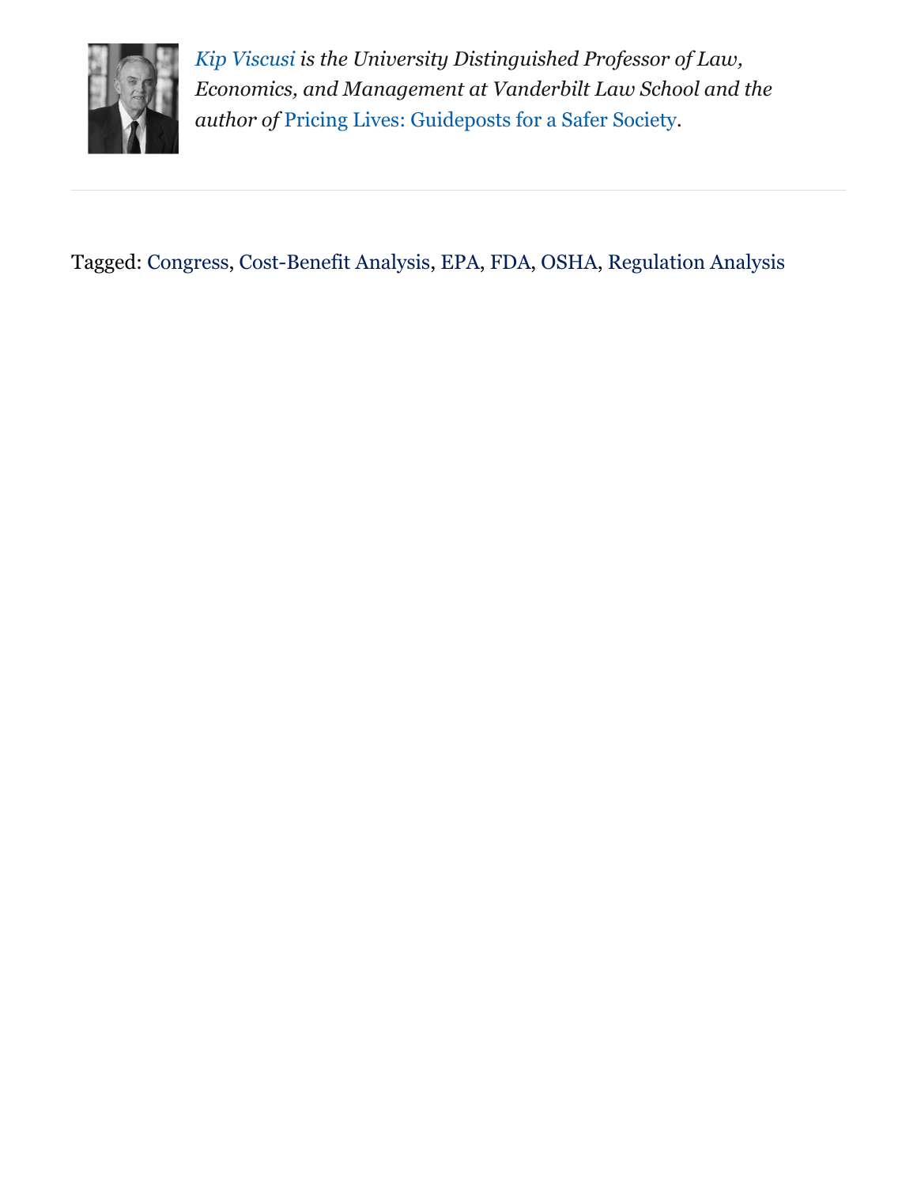*Kip Viscusi is the University Distinguished Professor of Law, Economics, and Management at Vanderbilt Law School and the author of* Pricing Lives: Guideposts for a Safer Society.

---

Tagged: Congress, Cost-Benefit Analysis, EPA, FDA, OSHA, Regulation Analysis